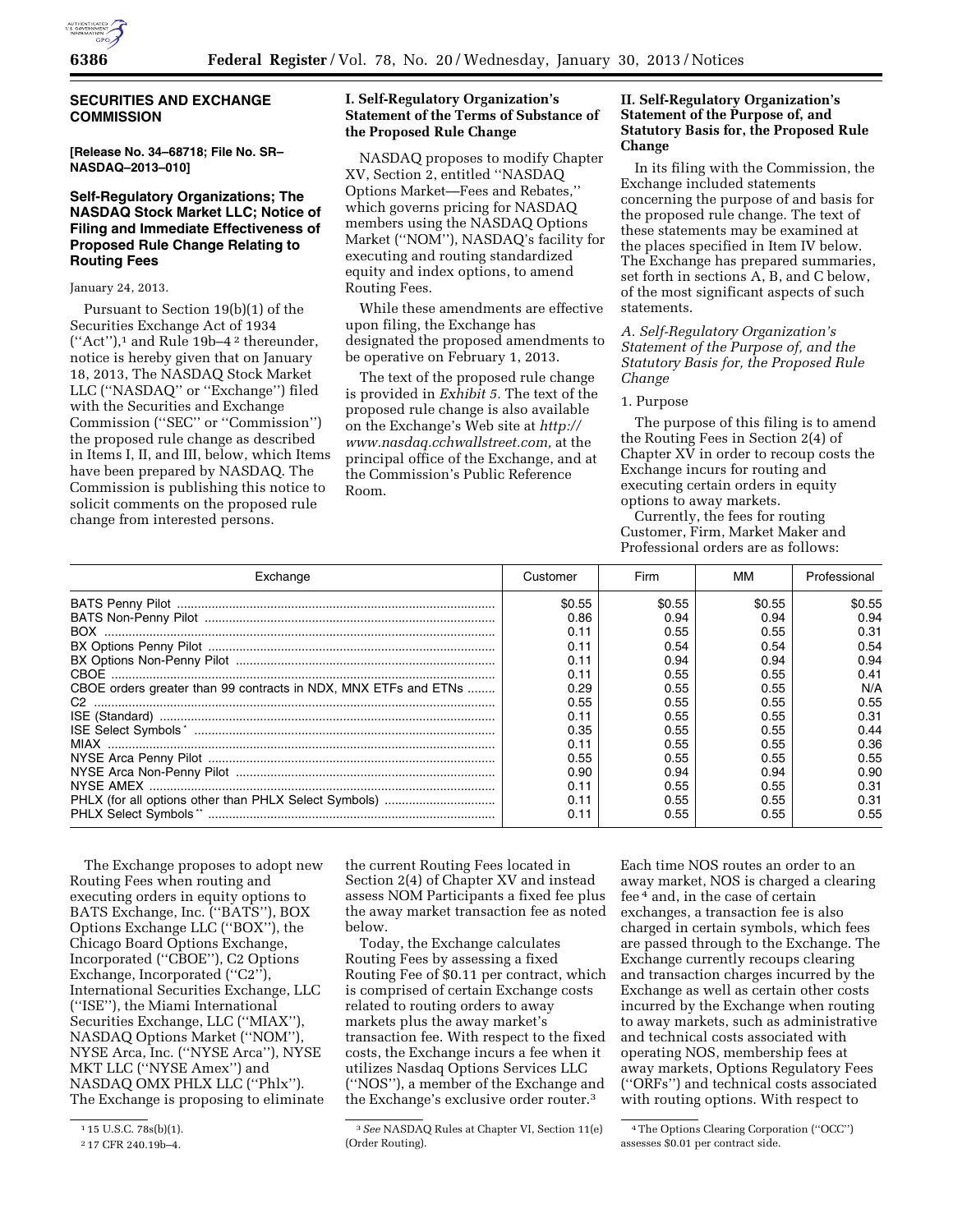## SECURITIES AND EXCHANGE COMMISSION

**[Release No. 34–68718; File No. SR–NASDAQ–2013–010]**

### Self-Regulatory Organizations; The NASDAQ Stock Market LLC; Notice of Filing and Immediate Effectiveness of Proposed Rule Change Relating to Routing Fees

January 24, 2013.

Pursuant to Section 19(b)(1) of the Securities Exchange Act of 1934 (''Act''),[1] and Rule 19b–4 [2] thereunder, notice is hereby given that on January 18, 2013, The NASDAQ Stock Market LLC (''NASDAQ'' or ''Exchange'') filed with the Securities and Exchange Commission (''SEC'' or ''Commission'') the proposed rule change as described in Items I, II, and III, below, which Items have been prepared by NASDAQ. The Commission is publishing this notice to solicit comments on the proposed rule change from interested persons.

### I. Self-Regulatory Organization's Statement of the Terms of Substance of the Proposed Rule Change

NASDAQ proposes to modify Chapter XV, Section 2, entitled ''NASDAQ Options Market—Fees and Rebates,'' which governs pricing for NASDAQ members using the NASDAQ Options Market (''NOM''), NASDAQ's facility for executing and routing standardized equity and index options, to amend Routing Fees.

While these amendments are effective upon filing, the Exchange has designated the proposed amendments to be operative on February 1, 2013.

The text of the proposed rule change is provided in *Exhibit 5*. The text of the proposed rule change is also available on the Exchange's Web site at *http://www.nasdaq.cchwallstreet.com,* at the principal office of the Exchange, and at the Commission's Public Reference Room.

### II. Self-Regulatory Organization's Statement of the Purpose of, and Statutory Basis for, the Proposed Rule Change

In its filing with the Commission, the Exchange included statements concerning the purpose of and basis for the proposed rule change. The text of these statements may be examined at the places specified in Item IV below. The Exchange has prepared summaries, set forth in sections A, B, and C below, of the most significant aspects of such statements.

*A. Self-Regulatory Organization's Statement of the Purpose of, and the Statutory Basis for, the Proposed Rule Change*

1. Purpose

The purpose of this filing is to amend the Routing Fees in Section 2(4) of Chapter XV in order to recoup costs the Exchange incurs for routing and executing certain orders in equity options to away markets.

Currently, the fees for routing Customer, Firm, Market Maker and Professional orders are as follows:

| Exchange | Customer | Firm | MM | Professional |
|---|---|---|---|---|
| BATS Penny Pilot | $0.55 | $0.55 | $0.55 | $0.55 |
| BATS Non-Penny Pilot | 0.86 | 0.94 | 0.94 | 0.94 |
| BOX | 0.11 | 0.55 | 0.55 | 0.31 |
| BX Options Penny Pilot | 0.11 | 0.54 | 0.54 | 0.54 |
| BX Options Non-Penny Pilot | 0.11 | 0.94 | 0.94 | 0.94 |
| CBOE | 0.11 | 0.55 | 0.55 | 0.41 |
| CBOE orders greater than 99 contracts in NDX, MNX ETFs and ETNs | 0.29 | 0.55 | 0.55 | N/A |
| C2 | 0.55 | 0.55 | 0.55 | 0.55 |
| ISE (Standard) | 0.11 | 0.55 | 0.55 | 0.31 |
| ISE Select Symbols * | 0.35 | 0.55 | 0.55 | 0.44 |
| MIAX | 0.11 | 0.55 | 0.55 | 0.36 |
| NYSE Arca Penny Pilot | 0.55 | 0.55 | 0.55 | 0.55 |
| NYSE Arca Non-Penny Pilot | 0.90 | 0.94 | 0.94 | 0.90 |
| NYSE AMEX | 0.11 | 0.55 | 0.55 | 0.31 |
| PHLX (for all options other than PHLX Select Symbols) | 0.11 | 0.55 | 0.55 | 0.31 |
| PHLX Select Symbols ** | 0.11 | 0.55 | 0.55 | 0.55 |

The Exchange proposes to adopt new Routing Fees when routing and executing orders in equity options to BATS Exchange, Inc. (''BATS''), BOX Options Exchange LLC (''BOX''), the Chicago Board Options Exchange, Incorporated (''CBOE''), C2 Options Exchange, Incorporated (''C2''), International Securities Exchange, LLC (''ISE''), the Miami International Securities Exchange, LLC (''MIAX''), NASDAQ Options Market (''NOM''), NYSE Arca, Inc. (''NYSE Arca''), NYSE MKT LLC (''NYSE Amex'') and NASDAQ OMX PHLX LLC (''Phlx''). The Exchange is proposing to eliminate the current Routing Fees located in Section 2(4) of Chapter XV and instead assess NOM Participants a fixed fee plus the away market transaction fee as noted below.

Today, the Exchange calculates Routing Fees by assessing a fixed Routing Fee of $0.11 per contract, which is comprised of certain Exchange costs related to routing orders to away markets plus the away market's transaction fee. With respect to the fixed costs, the Exchange incurs a fee when it utilizes Nasdaq Options Services LLC (''NOS''), a member of the Exchange and the Exchange's exclusive order router.[3] Each time NOS routes an order to an away market, NOS is charged a clearing fee [4] and, in the case of certain exchanges, a transaction fee is also charged in certain symbols, which fees are passed through to the Exchange. The Exchange currently recoups clearing and transaction charges incurred by the Exchange as well as certain other costs incurred by the Exchange when routing to away markets, such as administrative and technical costs associated with operating NOS, membership fees at away markets, Options Regulatory Fees (''ORFs'') and technical costs associated with routing options. With respect to

---

[1] 15 U.S.C. 78s(b)(1).

[2] 17 CFR 240.19b–4.

[3] *See* NASDAQ Rules at Chapter VI, Section 11(e) (Order Routing).

[4] The Options Clearing Corporation (''OCC'') assesses $0.01 per contract side.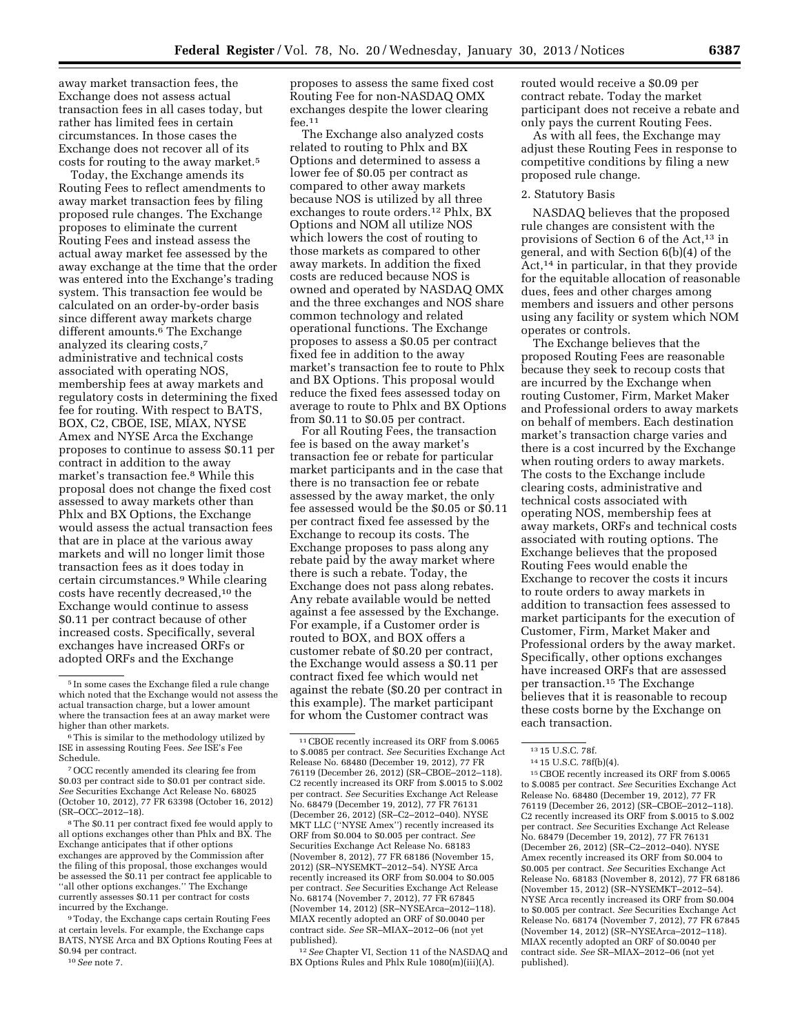away market transaction fees, the Exchange does not assess actual transaction fees in all cases today, but rather has limited fees in certain circumstances. In those cases the Exchange does not recover all of its costs for routing to the away market.[5]

Today, the Exchange amends its Routing Fees to reflect amendments to away market transaction fees by filing proposed rule changes. The Exchange proposes to eliminate the current Routing Fees and instead assess the actual away market fee assessed by the away exchange at the time that the order was entered into the Exchange's trading system. This transaction fee would be calculated on an order-by-order basis since different away markets charge different amounts.[6] The Exchange analyzed its clearing costs,[7] administrative and technical costs associated with operating NOS, membership fees at away markets and regulatory costs in determining the fixed fee for routing. With respect to BATS, BOX, C2, CBOE, ISE, MIAX, NYSE Amex and NYSE Arca the Exchange proposes to continue to assess $0.11 per contract in addition to the away market's transaction fee.[8] While this proposal does not change the fixed cost assessed to away markets other than Phlx and BX Options, the Exchange would assess the actual transaction fees that are in place at the various away markets and will no longer limit those transaction fees as it does today in certain circumstances.[9] While clearing costs have recently decreased,[10] the Exchange would continue to assess $0.11 per contract because of other increased costs. Specifically, several exchanges have increased ORFs or adopted ORFs and the Exchange proposes to assess the same fixed cost Routing Fee for non-NASDAQ OMX exchanges despite the lower clearing fee.[11]

The Exchange also analyzed costs related to routing to Phlx and BX Options and determined to assess a lower fee of $0.05 per contract as compared to other away markets because NOS is utilized by all three exchanges to route orders.[12] Phlx, BX Options and NOM all utilize NOS which lowers the cost of routing to those markets as compared to other away markets. In addition the fixed costs are reduced because NOS is owned and operated by NASDAQ OMX and the three exchanges and NOS share common technology and related operational functions. The Exchange proposes to assess a $0.05 per contract fixed fee in addition to the away market's transaction fee to route to Phlx and BX Options. This proposal would reduce the fixed fees assessed today on average to route to Phlx and BX Options from $0.11 to $0.05 per contract.

For all Routing Fees, the transaction fee is based on the away market's transaction fee or rebate for particular market participants and in the case that there is no transaction fee or rebate assessed by the away market, the only fee assessed would be the $0.05 or $0.11 per contract fixed fee assessed by the Exchange to recoup its costs. The Exchange proposes to pass along any rebate paid by the away market where there is such a rebate. Today, the Exchange does not pass along rebates. Any rebate available would be netted against a fee assessed by the Exchange. For example, if a Customer order is routed to BOX, and BOX offers a customer rebate of $0.20 per contract, the Exchange would assess a $0.11 per contract fixed fee which would net against the rebate ($0.20 per contract in this example). The market participant for whom the Customer contract was routed would receive a $0.09 per contract rebate. Today the market participant does not receive a rebate and only pays the current Routing Fees.

As with all fees, the Exchange may adjust these Routing Fees in response to competitive conditions by filing a new proposed rule change.

2. Statutory Basis

NASDAQ believes that the proposed rule changes are consistent with the provisions of Section 6 of the Act,[13] in general, and with Section 6(b)(4) of the Act,[14] in particular, in that they provide for the equitable allocation of reasonable dues, fees and other charges among members and issuers and other persons using any facility or system which NOM operates or controls.

The Exchange believes that the proposed Routing Fees are reasonable because they seek to recoup costs that are incurred by the Exchange when routing Customer, Firm, Market Maker and Professional orders to away markets on behalf of members. Each destination market's transaction charge varies and there is a cost incurred by the Exchange when routing orders to away markets. The costs to the Exchange include clearing costs, administrative and technical costs associated with operating NOS, membership fees at away markets, ORFs and technical costs associated with routing options. The Exchange believes that the proposed Routing Fees would enable the Exchange to recover the costs it incurs to route orders to away markets in addition to transaction fees assessed to market participants for the execution of Customer, Firm, Market Maker and Professional orders by the away market. Specifically, other options exchanges have increased ORFs that are assessed per transaction.[15] The Exchange believes that it is reasonable to recoup these costs borne by the Exchange on each transaction.

---

[5] In some cases the Exchange filed a rule change which noted that the Exchange would not assess the actual transaction charge, but a lower amount where the transaction fees at an away market were higher than other markets.

[6] This is similar to the methodology utilized by ISE in assessing Routing Fees. *See* ISE's Fee Schedule.

[7] OCC recently amended its clearing fee from $0.03 per contract side to $0.01 per contract side. *See* Securities Exchange Act Release No. 68025 (October 10, 2012), 77 FR 63398 (October 16, 2012) (SR–OCC–2012–18).

[8] The $0.11 per contract fixed fee would apply to all options exchanges other than Phlx and BX. The Exchange anticipates that if other options exchanges are approved by the Commission after the filing of this proposal, those exchanges would be assessed the $0.11 per contract fee applicable to "all other options exchanges." The Exchange currently assesses $0.11 per contract for costs incurred by the Exchange.

[9] Today, the Exchange caps certain Routing Fees at certain levels. For example, the Exchange caps BATS, NYSE Arca and BX Options Routing Fees at $0.94 per contract.

[10] *See* note 7.

[11] CBOE recently increased its ORF from $.0065 to $.0085 per contract. *See* Securities Exchange Act Release No. 68480 (December 19, 2012), 77 FR 76119 (December 26, 2012) (SR–CBOE–2012–118). C2 recently increased its ORF from $.0015 to $.002 per contract. *See* Securities Exchange Act Release No. 68479 (December 19, 2012), 77 FR 76131 (December 26, 2012) (SR–C2–2012–040). NYSE MKT LLC ("NYSE Amex") recently increased its ORF from $0.004 to $0.005 per contract. *See* Securities Exchange Act Release No. 68183 (November 8, 2012), 77 FR 68186 (November 15, 2012) (SR–NYSEMKT–2012–54). NYSE Arca recently increased its ORF from $0.004 to $0.005 per contract. *See* Securities Exchange Act Release No. 68174 (November 7, 2012), 77 FR 67845 (November 14, 2012) (SR–NYSEArca–2012–118). MIAX recently adopted an ORF of $0.0040 per contract side. *See* SR–MIAX–2012–06 (not yet published).

[12] *See* Chapter VI, Section 11 of the NASDAQ and BX Options Rules and Phlx Rule 1080(m)(iii)(A).

[13] 15 U.S.C. 78f.

[14] 15 U.S.C. 78f(b)(4).

[15] CBOE recently increased its ORF from $.0065 to $.0085 per contract. *See* Securities Exchange Act Release No. 68480 (December 19, 2012), 77 FR 76119 (December 26, 2012) (SR–CBOE–2012–118). C2 recently increased its ORF from $.0015 to $.002 per contract. *See* Securities Exchange Act Release No. 68479 (December 19, 2012), 77 FR 76131 (December 26, 2012) (SR–C2–2012–040). NYSE Amex recently increased its ORF from $0.004 to $0.005 per contract. *See* Securities Exchange Act Release No. 68183 (November 8, 2012), 77 FR 68186 (November 15, 2012) (SR–NYSEMKT–2012–54). NYSE Arca recently increased its ORF from $0.004 to $0.005 per contract. *See* Securities Exchange Act Release No. 68174 (November 7, 2012), 77 FR 67845 (November 14, 2012) (SR–NYSEArca–2012–118). MIAX recently adopted an ORF of $0.0040 per contract side. *See* SR–MIAX–2012–06 (not yet published).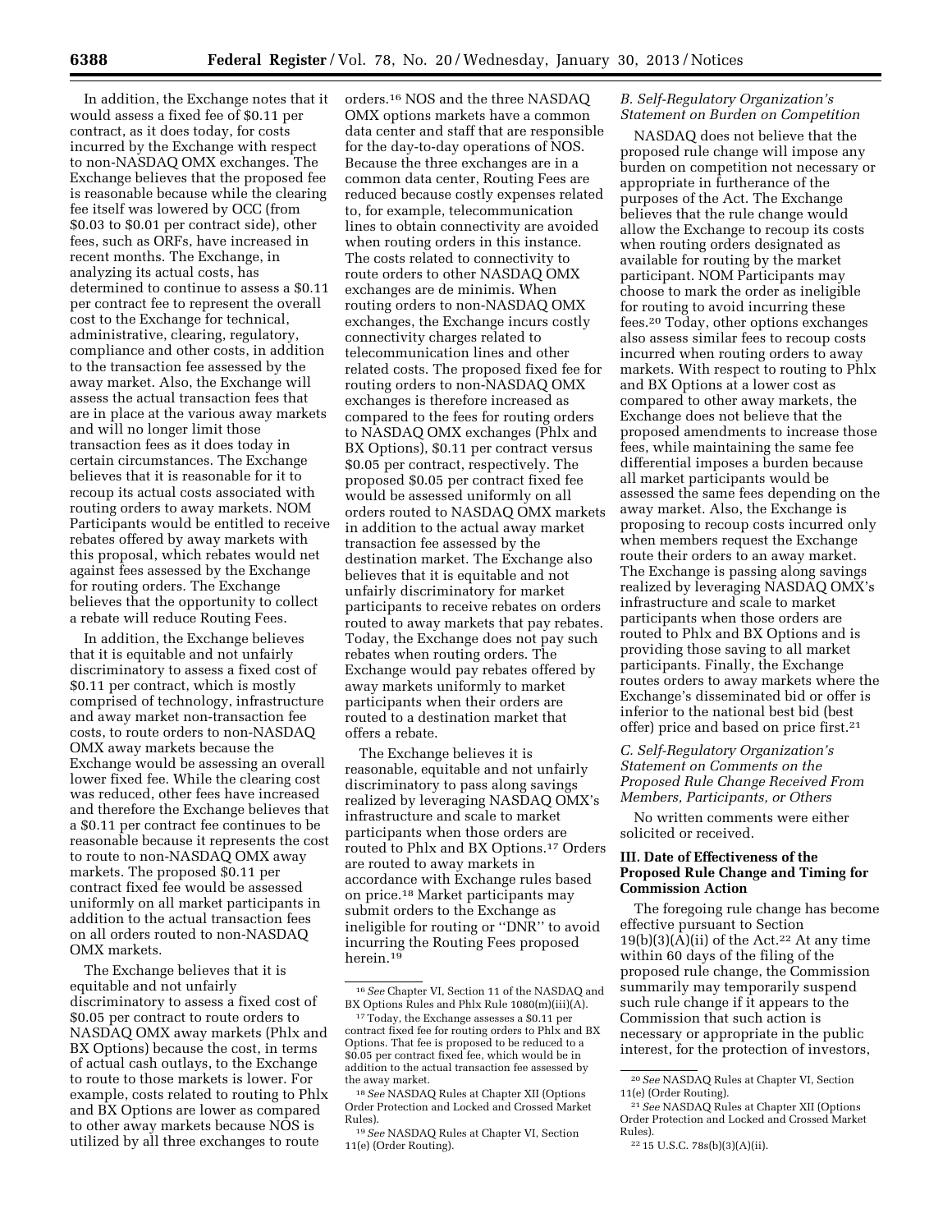In addition, the Exchange notes that it would assess a fixed fee of $0.11 per contract, as it does today, for costs incurred by the Exchange with respect to non-NASDAQ OMX exchanges. The Exchange believes that the proposed fee is reasonable because while the clearing fee itself was lowered by OCC (from $0.03 to $0.01 per contract side), other fees, such as ORFs, have increased in recent months. The Exchange, in analyzing its actual costs, has determined to continue to assess a $0.11 per contract fee to represent the overall cost to the Exchange for technical, administrative, clearing, regulatory, compliance and other costs, in addition to the transaction fee assessed by the away market. Also, the Exchange will assess the actual transaction fees that are in place at the various away markets and will no longer limit those transaction fees as it does today in certain circumstances. The Exchange believes that it is reasonable for it to recoup its actual costs associated with routing orders to away markets. NOM Participants would be entitled to receive rebates offered by away markets with this proposal, which rebates would net against fees assessed by the Exchange for routing orders. The Exchange believes that the opportunity to collect a rebate will reduce Routing Fees.

In addition, the Exchange believes that it is equitable and not unfairly discriminatory to assess a fixed cost of $0.11 per contract, which is mostly comprised of technology, infrastructure and away market non-transaction fee costs, to route orders to non-NASDAQ OMX away markets because the Exchange would be assessing an overall lower fixed fee. While the clearing cost was reduced, other fees have increased and therefore the Exchange believes that a $0.11 per contract fee continues to be reasonable because it represents the cost to route to non-NASDAQ OMX away markets. The proposed $0.11 per contract fixed fee would be assessed uniformly on all market participants in addition to the actual transaction fees on all orders routed to non-NASDAQ OMX markets.

The Exchange believes that it is equitable and not unfairly discriminatory to assess a fixed cost of $0.05 per contract to route orders to NASDAQ OMX away markets (Phlx and BX Options) because the cost, in terms of actual cash outlays, to the Exchange to route to those markets is lower. For example, costs related to routing to Phlx and BX Options are lower as compared to other away markets because NOS is utilized by all three exchanges to route orders.[16] NOS and the three NASDAQ OMX options markets have a common data center and staff that are responsible for the day-to-day operations of NOS. Because the three exchanges are in a common data center, Routing Fees are reduced because costly expenses related to, for example, telecommunication lines to obtain connectivity are avoided when routing orders in this instance. The costs related to connectivity to route orders to other NASDAQ OMX exchanges are de minimis. When routing orders to non-NASDAQ OMX exchanges, the Exchange incurs costly connectivity charges related to telecommunication lines and other related costs. The proposed fixed fee for routing orders to non-NASDAQ OMX exchanges is therefore increased as compared to the fees for routing orders to NASDAQ OMX exchanges (Phlx and BX Options), $0.11 per contract versus $0.05 per contract, respectively. The proposed $0.05 per contract fixed fee would be assessed uniformly on all orders routed to NASDAQ OMX markets in addition to the actual away market transaction fee assessed by the destination market. The Exchange also believes that it is equitable and not unfairly discriminatory for market participants to receive rebates on orders routed to away markets that pay rebates. Today, the Exchange does not pay such rebates when routing orders. The Exchange would pay rebates offered by away markets uniformly to market participants when their orders are routed to a destination market that offers a rebate.

The Exchange believes it is reasonable, equitable and not unfairly discriminatory to pass along savings realized by leveraging NASDAQ OMX's infrastructure and scale to market participants when those orders are routed to Phlx and BX Options.[17] Orders are routed to away markets in accordance with Exchange rules based on price.[18] Market participants may submit orders to the Exchange as ineligible for routing or "DNR" to avoid incurring the Routing Fees proposed herein.[19]

### B. Self-Regulatory Organization's Statement on Burden on Competition

NASDAQ does not believe that the proposed rule change will impose any burden on competition not necessary or appropriate in furtherance of the purposes of the Act. The Exchange believes that the rule change would allow the Exchange to recoup its costs when routing orders designated as available for routing by the market participant. NOM Participants may choose to mark the order as ineligible for routing to avoid incurring these fees.[20] Today, other options exchanges also assess similar fees to recoup costs incurred when routing orders to away markets. With respect to routing to Phlx and BX Options at a lower cost as compared to other away markets, the Exchange does not believe that the proposed amendments to increase those fees, while maintaining the same fee differential imposes a burden because all market participants would be assessed the same fees depending on the away market. Also, the Exchange is proposing to recoup costs incurred only when members request the Exchange route their orders to an away market. The Exchange is passing along savings realized by leveraging NASDAQ OMX's infrastructure and scale to market participants when those orders are routed to Phlx and BX Options and is providing those saving to all market participants. Finally, the Exchange routes orders to away markets where the Exchange's disseminated bid or offer is inferior to the national best bid (best offer) price and based on price first.[21]

### C. Self-Regulatory Organization's Statement on Comments on the Proposed Rule Change Received From Members, Participants, or Others

No written comments were either solicited or received.

## III. Date of Effectiveness of the Proposed Rule Change and Timing for Commission Action

The foregoing rule change has become effective pursuant to Section 19(b)(3)(A)(ii) of the Act.[22] At any time within 60 days of the filing of the proposed rule change, the Commission summarily may temporarily suspend such rule change if it appears to the Commission that such action is necessary or appropriate in the public interest, for the protection of investors,

---

[16] *See* Chapter VI, Section 11 of the NASDAQ and BX Options Rules and Phlx Rule 1080(m)(iii)(A).

[17] Today, the Exchange assesses a $0.11 per contract fixed fee for routing orders to Phlx and BX Options. That fee is proposed to be reduced to a $0.05 per contract fixed fee, which would be in addition to the actual transaction fee assessed by the away market.

[18] *See* NASDAQ Rules at Chapter XII (Options Order Protection and Locked and Crossed Market Rules).

[19] *See* NASDAQ Rules at Chapter VI, Section 11(e) (Order Routing).

[20] *See* NASDAQ Rules at Chapter VI, Section 11(e) (Order Routing).

[21] *See* NASDAQ Rules at Chapter XII (Options Order Protection and Locked and Crossed Market Rules).

[22] 15 U.S.C. 78s(b)(3)(A)(ii).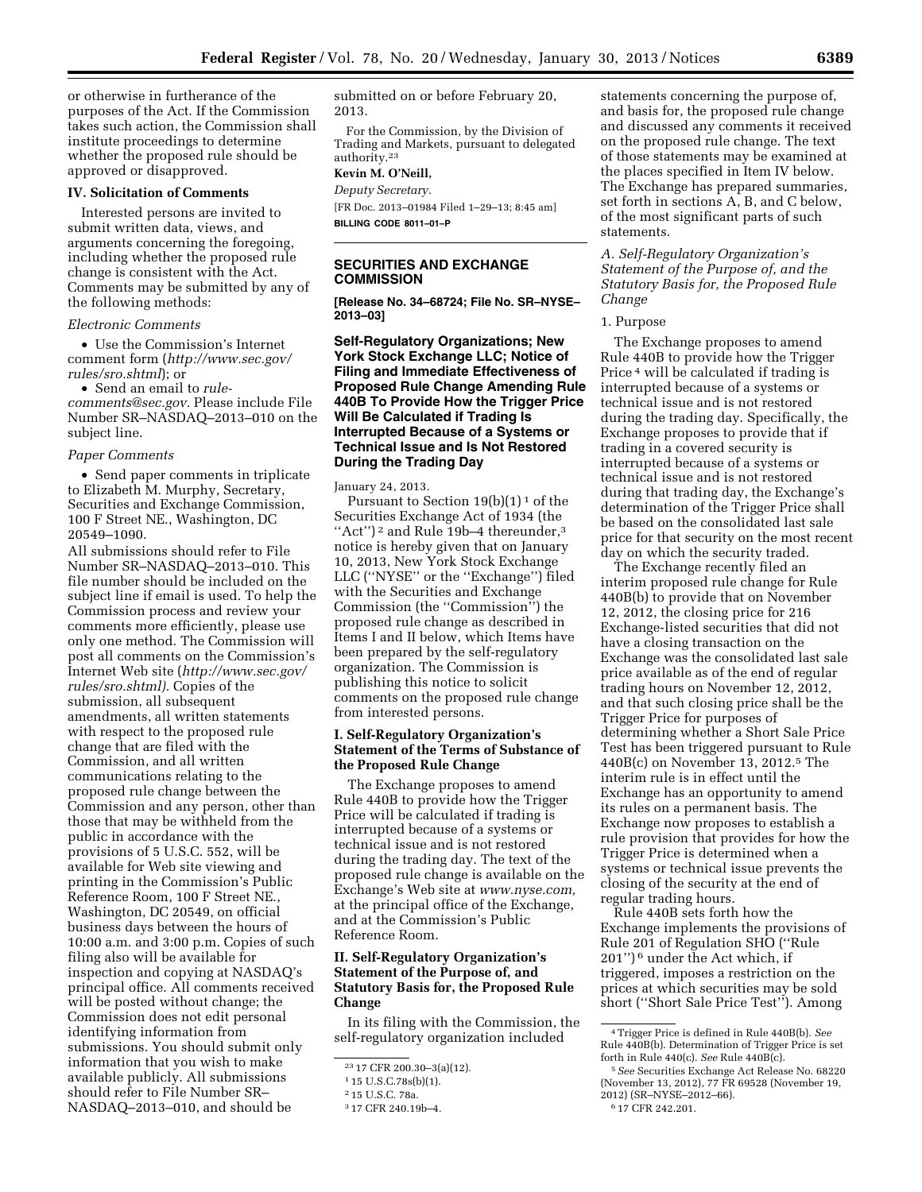or otherwise in furtherance of the purposes of the Act. If the Commission takes such action, the Commission shall institute proceedings to determine whether the proposed rule should be approved or disapproved.

### IV. Solicitation of Comments

Interested persons are invited to submit written data, views, and arguments concerning the foregoing, including whether the proposed rule change is consistent with the Act. Comments may be submitted by any of the following methods:

*Electronic Comments*

- Use the Commission's Internet comment form (*http://www.sec.gov/rules/sro.shtml*); or
- Send an email to *rule-comments@sec.gov*. Please include File Number SR–NASDAQ–2013–010 on the subject line.

*Paper Comments*

- Send paper comments in triplicate to Elizabeth M. Murphy, Secretary, Securities and Exchange Commission, 100 F Street NE., Washington, DC 20549–1090.

All submissions should refer to File Number SR–NASDAQ–2013–010. This file number should be included on the subject line if email is used. To help the Commission process and review your comments more efficiently, please use only one method. The Commission will post all comments on the Commission's Internet Web site (*http://www.sec.gov/rules/sro.shtml).* Copies of the submission, all subsequent amendments, all written statements with respect to the proposed rule change that are filed with the Commission, and all written communications relating to the proposed rule change between the Commission and any person, other than those that may be withheld from the public in accordance with the provisions of 5 U.S.C. 552, will be available for Web site viewing and printing in the Commission's Public Reference Room, 100 F Street NE., Washington, DC 20549, on official business days between the hours of 10:00 a.m. and 3:00 p.m. Copies of such filing also will be available for inspection and copying at NASDAQ's principal office. All comments received will be posted without change; the Commission does not edit personal identifying information from submissions. You should submit only information that you wish to make available publicly. All submissions should refer to File Number SR–NASDAQ–2013–010, and should be submitted on or before February 20, 2013.

For the Commission, by the Division of Trading and Markets, pursuant to delegated authority.[23]

**Kevin M. O'Neill,**

*Deputy Secretary.*

[FR Doc. 2013–01984 Filed 1–29–13; 8:45 am]

**BILLING CODE 8011–01–P**

---

## SECURITIES AND EXCHANGE COMMISSION

**[Release No. 34–68724; File No. SR–NYSE–2013–03]**

**Self-Regulatory Organizations; New York Stock Exchange LLC; Notice of Filing and Immediate Effectiveness of Proposed Rule Change Amending Rule 440B To Provide How the Trigger Price Will Be Calculated if Trading Is Interrupted Because of a Systems or Technical Issue and Is Not Restored During the Trading Day**

January 24, 2013.

Pursuant to Section 19(b)(1)[1] of the Securities Exchange Act of 1934 (the "Act")[2] and Rule 19b–4 thereunder,[3] notice is hereby given that on January 10, 2013, New York Stock Exchange LLC ("NYSE" or the "Exchange") filed with the Securities and Exchange Commission (the "Commission") the proposed rule change as described in Items I and II below, which Items have been prepared by the self-regulatory organization. The Commission is publishing this notice to solicit comments on the proposed rule change from interested persons.

### I. Self-Regulatory Organization's Statement of the Terms of Substance of the Proposed Rule Change

The Exchange proposes to amend Rule 440B to provide how the Trigger Price will be calculated if trading is interrupted because of a systems or technical issue and is not restored during the trading day. The text of the proposed rule change is available on the Exchange's Web site at *www.nyse.com,* at the principal office of the Exchange, and at the Commission's Public Reference Room.

### II. Self-Regulatory Organization's Statement of the Purpose of, and Statutory Basis for, the Proposed Rule Change

In its filing with the Commission, the self-regulatory organization included statements concerning the purpose of, and basis for, the proposed rule change and discussed any comments it received on the proposed rule change. The text of those statements may be examined at the places specified in Item IV below. The Exchange has prepared summaries, set forth in sections A, B, and C below, of the most significant parts of such statements.

*A. Self-Regulatory Organization's Statement of the Purpose of, and the Statutory Basis for, the Proposed Rule Change*

1. Purpose

The Exchange proposes to amend Rule 440B to provide how the Trigger Price[4] will be calculated if trading is interrupted because of a systems or technical issue and is not restored during the trading day. Specifically, the Exchange proposes to provide that if trading in a covered security is interrupted because of a systems or technical issue and is not restored during that trading day, the Exchange's determination of the Trigger Price shall be based on the consolidated last sale price for that security on the most recent day on which the security traded.

The Exchange recently filed an interim proposed rule change for Rule 440B(b) to provide that on November 12, 2012, the closing price for 216 Exchange-listed securities that did not have a closing transaction on the Exchange was the consolidated last sale price available as of the end of regular trading hours on November 12, 2012, and that such closing price shall be the Trigger Price for purposes of determining whether a Short Sale Price Test has been triggered pursuant to Rule 440B(c) on November 13, 2012.[5] The interim rule is in effect until the Exchange has an opportunity to amend its rules on a permanent basis. The Exchange now proposes to establish a rule provision that provides for how the Trigger Price is determined when a systems or technical issue prevents the closing of the security at the end of regular trading hours.

Rule 440B sets forth how the Exchange implements the provisions of Rule 201 of Regulation SHO ("Rule 201")[6] under the Act which, if triggered, imposes a restriction on the prices at which securities may be sold short ("Short Sale Price Test"). Among

---

[23] 17 CFR 200.30–3(a)(12).

[1] 15 U.S.C.78s(b)(1).

[2] 15 U.S.C. 78a.

[3] 17 CFR 240.19b–4.

[4] Trigger Price is defined in Rule 440B(b). *See* Rule 440B(b). Determination of Trigger Price is set forth in Rule 440(c). *See* Rule 440B(c).

[5] *See* Securities Exchange Act Release No. 68220 (November 13, 2012), 77 FR 69528 (November 19, 2012) (SR–NYSE–2012–66).

[6] 17 CFR 242.201.